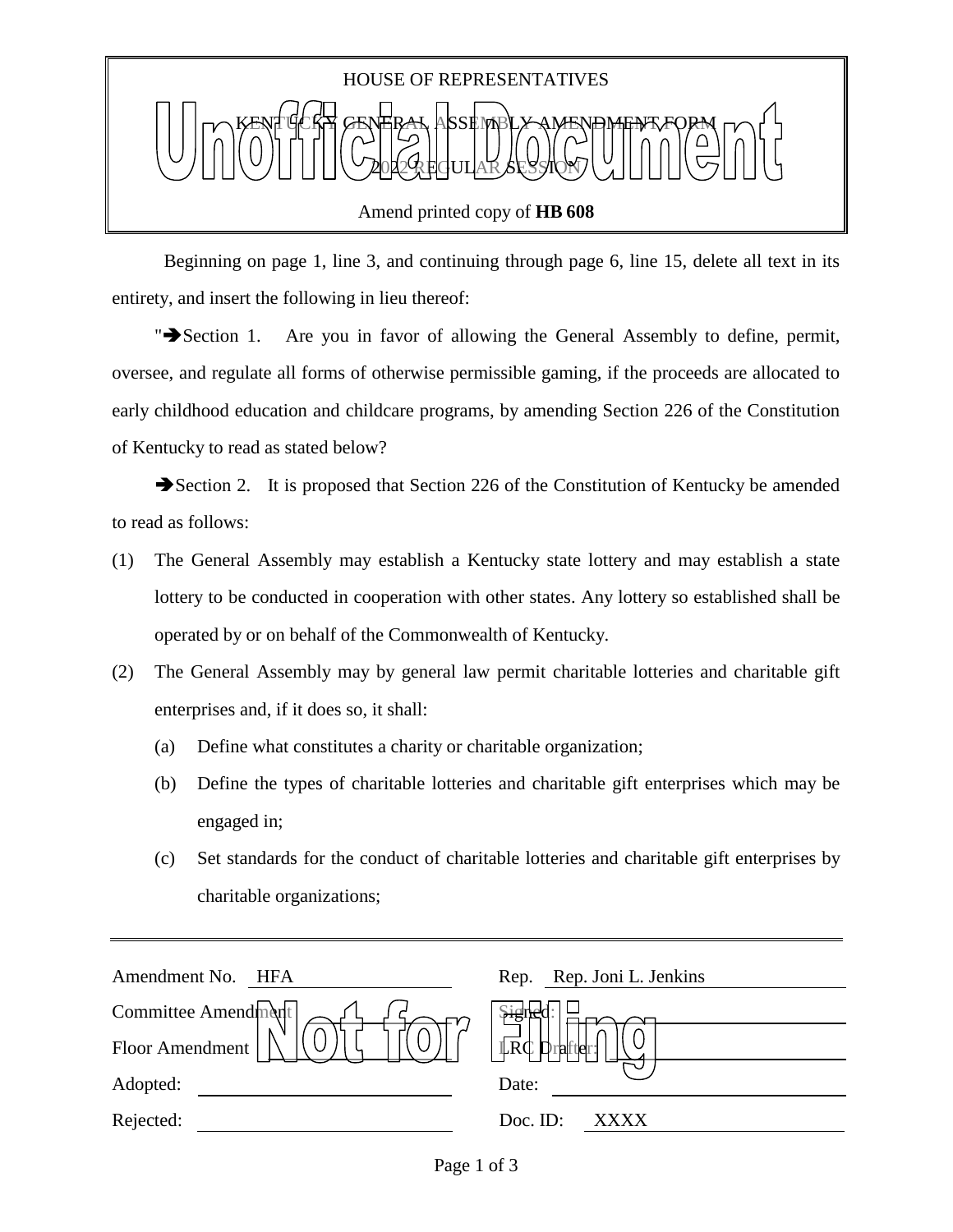HOUSE OF REPRESENTATIVES

KENTUCKY GENERAL ASSEMBLY AMENDMENT FORM

2022 REGULAR SESSION

Amend printed copy of **HB 608**

Unofficial Document

Beginning on page 1, line 3, and continuing through page 6, line 15, delete all text in its entirety, and insert the following in lieu thereof:

"➔Section 1. Are you in favor of allowing the General Assembly to define, permit, oversee, and regulate all forms of otherwise permissible gaming, if the proceeds are allocated to early childhood education and childcare programs, by amending Section 226 of the Constitution of Kentucky to read as stated below?

➔Section 2. It is proposed that Section 226 of the Constitution of Kentucky be amended to read as follows:

(1) The General Assembly may establish a Kentucky state lottery and may establish a state lottery to be conducted in cooperation with other states. Any lottery so established shall be operated by or on behalf of the Commonwealth of Kentucky.

(2) The General Assembly may by general law permit charitable lotteries and charitable gift enterprises and, if it does so, it shall:

  (a) Define what constitutes a charity or charitable organization;

  (b) Define the types of charitable lotteries and charitable gift enterprises which may be engaged in;

  (c) Set standards for the conduct of charitable lotteries and charitable gift enterprises by charitable organizations;

---

| | |
|---|---|
| Amendment No. HFA | Rep. Rep. Joni L. Jenkins |
| Committee Amendment | Signed: |
| Floor Amendment | LRC Drafter: |
| Adopted: | Date: |
| Rejected: | Doc. ID: XXXX |

Not for Filing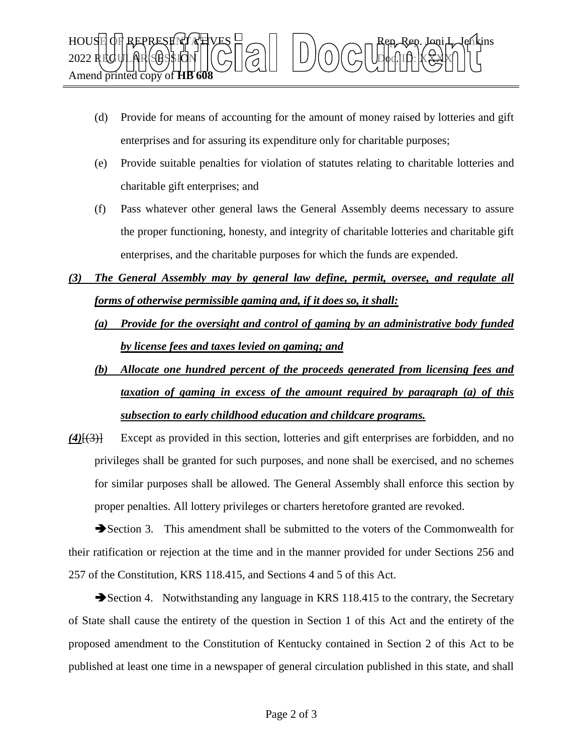(d) Provide for means of accounting for the amount of money raised by lotteries and gift enterprises and for assuring its expenditure only for charitable purposes;

(e) Provide suitable penalties for violation of statutes relating to charitable lotteries and charitable gift enterprises; and

(f) Pass whatever other general laws the General Assembly deems necessary to assure the proper functioning, honesty, and integrity of charitable lotteries and charitable gift enterprises, and the charitable purposes for which the funds are expended.

***(3) The General Assembly may by general law define, permit, oversee, and regulate all forms of otherwise permissible gaming and, if it does so, it shall:***

***(a) Provide for the oversight and control of gaming by an administrative body funded by license fees and taxes levied on gaming; and***

***(b) Allocate one hundred percent of the proceeds generated from licensing fees and taxation of gaming in excess of the amount required by paragraph (a) of this subsection to early childhood education and childcare programs.***

***(4)***~~[(3)]~~ Except as provided in this section, lotteries and gift enterprises are forbidden, and no privileges shall be granted for such purposes, and none shall be exercised, and no schemes for similar purposes shall be allowed. The General Assembly shall enforce this section by proper penalties. All lottery privileges or charters heretofore granted are revoked.

➔Section 3. This amendment shall be submitted to the voters of the Commonwealth for their ratification or rejection at the time and in the manner provided for under Sections 256 and 257 of the Constitution, KRS 118.415, and Sections 4 and 5 of this Act.

➔Section 4. Notwithstanding any language in KRS 118.415 to the contrary, the Secretary of State shall cause the entirety of the question in Section 1 of this Act and the entirety of the proposed amendment to the Constitution of Kentucky contained in Section 2 of this Act to be published at least one time in a newspaper of general circulation published in this state, and shall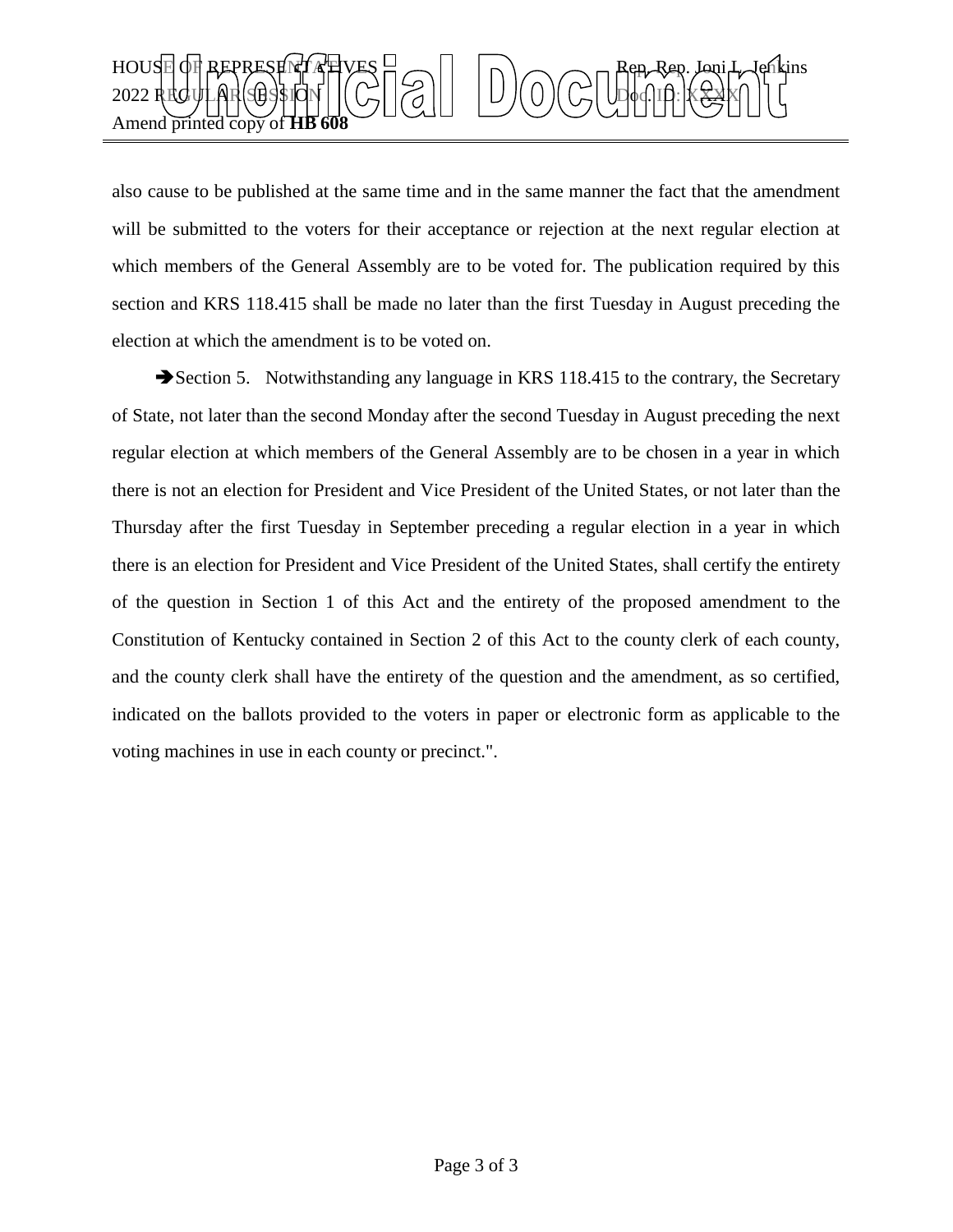also cause to be published at the same time and in the same manner the fact that the amendment will be submitted to the voters for their acceptance or rejection at the next regular election at which members of the General Assembly are to be voted for. The publication required by this section and KRS 118.415 shall be made no later than the first Tuesday in August preceding the election at which the amendment is to be voted on.

➔Section 5. Notwithstanding any language in KRS 118.415 to the contrary, the Secretary of State, not later than the second Monday after the second Tuesday in August preceding the next regular election at which members of the General Assembly are to be chosen in a year in which there is not an election for President and Vice President of the United States, or not later than the Thursday after the first Tuesday in September preceding a regular election in a year in which there is an election for President and Vice President of the United States, shall certify the entirety of the question in Section 1 of this Act and the entirety of the proposed amendment to the Constitution of Kentucky contained in Section 2 of this Act to the county clerk of each county, and the county clerk shall have the entirety of the question and the amendment, as so certified, indicated on the ballots provided to the voters in paper or electronic form as applicable to the voting machines in use in each county or precinct.".